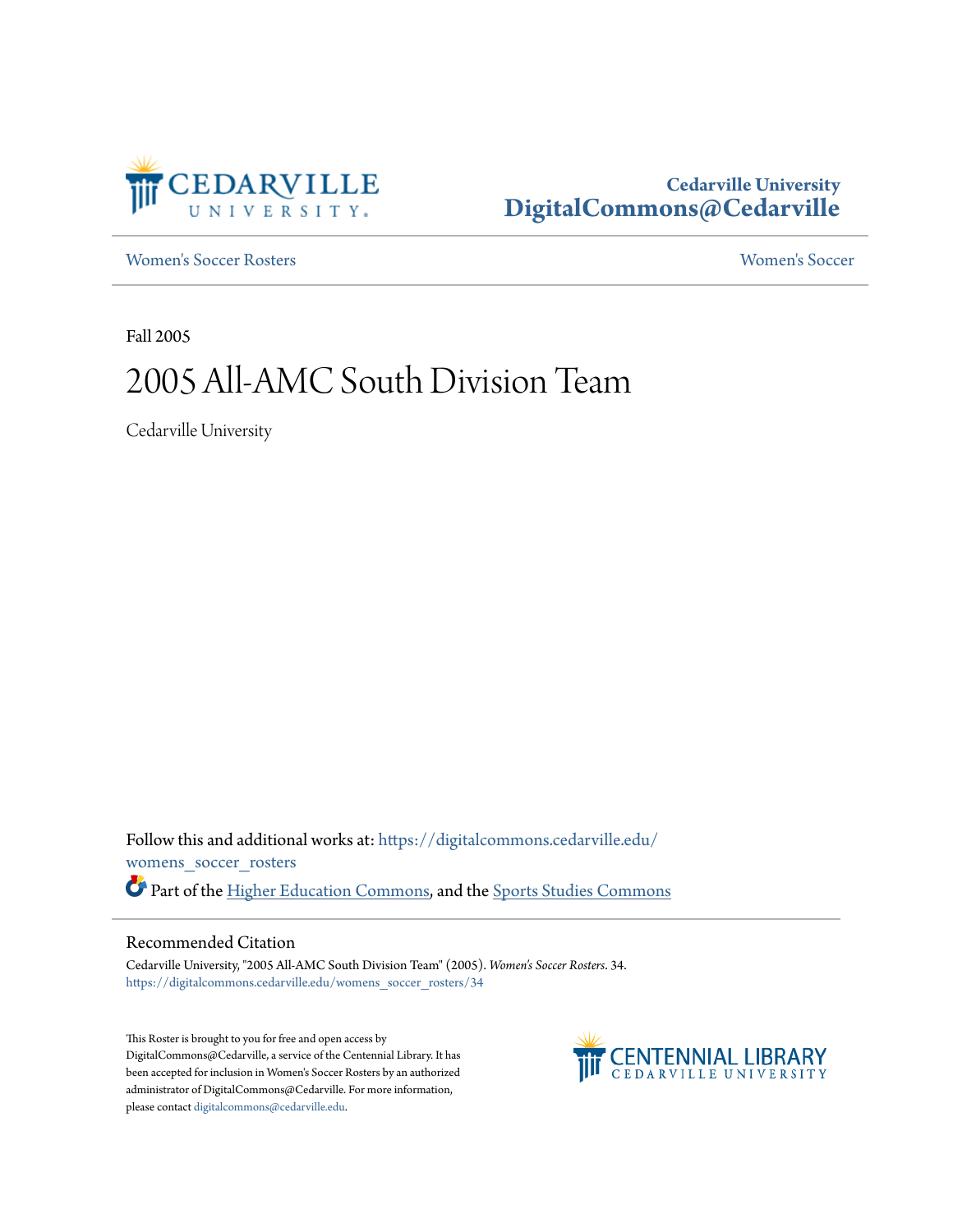Cedarville University
DigitalCommons@Cedarville

Women's Soccer Rosters | Women's Soccer

Fall 2005

# 2005 All-AMC South Division Team

Cedarville University

Follow this and additional works at: https://digitalcommons.cedarville.edu/womens_soccer_rosters

Part of the Higher Education Commons, and the Sports Studies Commons

## Recommended Citation

Cedarville University, "2005 All-AMC South Division Team" (2005). *Women's Soccer Rosters*. 34.
https://digitalcommons.cedarville.edu/womens_soccer_rosters/34

This Roster is brought to you for free and open access by DigitalCommons@Cedarville, a service of the Centennial Library. It has been accepted for inclusion in Women's Soccer Rosters by an authorized administrator of DigitalCommons@Cedarville. For more information, please contact digitalcommons@cedarville.edu.

CENTENNIAL LIBRARY
CEDARVILLE UNIVERSITY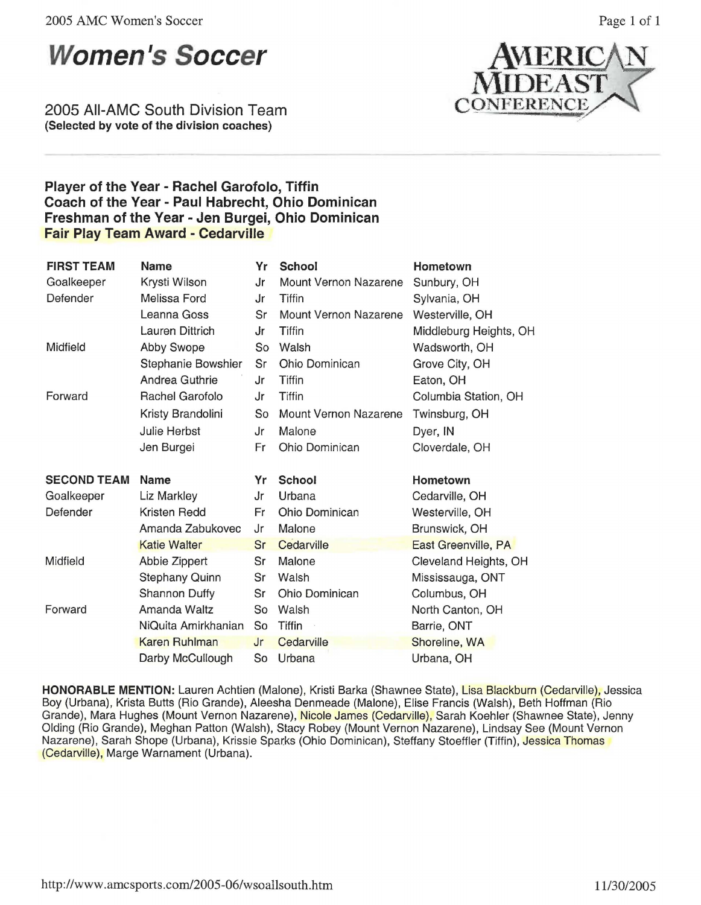# Women's Soccer

AMERICAN MIDEAST CONFERENCE

## 2005 All-AMC South Division Team

**(Selected by vote of the division coaches)**

**Player of the Year - Rachel Garofolo, Tiffin**
**Coach of the Year - Paul Habrecht, Ohio Dominican**
**Freshman of the Year - Jen Burgei, Ohio Dominican**
**Fair Play Team Award - Cedarville**

| FIRST TEAM | Name | Yr | School | Hometown |
|---|---|---|---|---|
| Goalkeeper | Krysti Wilson | Jr | Mount Vernon Nazarene | Sunbury, OH |
| Defender | Melissa Ford | Jr | Tiffin | Sylvania, OH |
| | Leanna Goss | Sr | Mount Vernon Nazarene | Westerville, OH |
| | Lauren Dittrich | Jr | Tiffin | Middleburg Heights, OH |
| Midfield | Abby Swope | So | Walsh | Wadsworth, OH |
| | Stephanie Bowshier | Sr | Ohio Dominican | Grove City, OH |
| | Andrea Guthrie | Jr | Tiffin | Eaton, OH |
| Forward | Rachel Garofolo | Jr | Tiffin | Columbia Station, OH |
| | Kristy Brandolini | So | Mount Vernon Nazarene | Twinsburg, OH |
| | Julie Herbst | Jr | Malone | Dyer, IN |
| | Jen Burgei | Fr | Ohio Dominican | Cloverdale, OH |

| SECOND TEAM | Name | Yr | School | Hometown |
|---|---|---|---|---|
| Goalkeeper | Liz Markley | Jr | Urbana | Cedarville, OH |
| Defender | Kristen Redd | Fr | Ohio Dominican | Westerville, OH |
| | Amanda Zabukovec | Jr | Malone | Brunswick, OH |
| | Katie Walter | Sr | Cedarville | East Greenville, PA |
| Midfield | Abbie Zippert | Sr | Malone | Cleveland Heights, OH |
| | Stephany Quinn | Sr | Walsh | Mississauga, ONT |
| | Shannon Duffy | Sr | Ohio Dominican | Columbus, OH |
| Forward | Amanda Waltz | So | Walsh | North Canton, OH |
| | NiQuita Amirkhanian | So | Tiffin | Barrie, ONT |
| | Karen Ruhlman | Jr | Cedarville | Shoreline, WA |
| | Darby McCullough | So | Urbana | Urbana, OH |

**HONORABLE MENTION:** Lauren Achtien (Malone), Kristi Barka (Shawnee State), Lisa Blackburn (Cedarville), Jessica Boy (Urbana), Krista Butts (Rio Grande), Aleesha Denmeade (Malone), Elise Francis (Walsh), Beth Hoffman (Rio Grande), Mara Hughes (Mount Vernon Nazarene), Nicole James (Cedarville), Sarah Koehler (Shawnee State), Jenny Olding (Rio Grande), Meghan Patton (Walsh), Stacy Robey (Mount Vernon Nazarene), Lindsay See (Mount Vernon Nazarene), Sarah Shope (Urbana), Krissie Sparks (Ohio Dominican), Steffany Stoeffler (Tiffin), Jessica Thomas (Cedarville), Marge Warnament (Urbana).